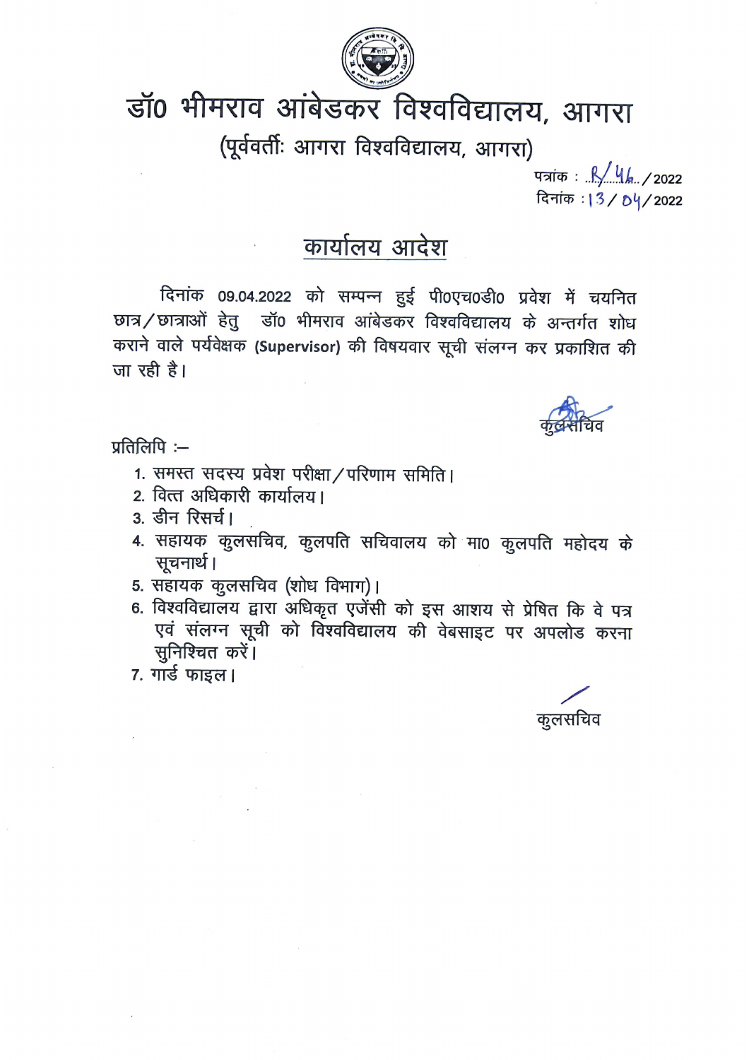# डॉ0 भीमराव आंबेडकर विश्वविद्यालय, आगरा

## (पूर्ववर्तीः आगरा विश्वविद्यालय, आगरा)

पत्रांक : R/46/2022
दिनांक : 13/04/2022

## कार्यालय आदेश

दिनांक 09.04.2022 को सम्पन्न हुई पी0एच0डी0 प्रवेश में चयनित छात्र/छात्राओं हेतु डॉ0 भीमराव आंबेडकर विश्वविद्यालय के अन्तर्गत शोध कराने वाले पर्यवेक्षक **(Supervisor)** की विषयवार सूची संलग्न कर प्रकाशित की जा रही है।

कुलसचिव

प्रतिलिपि :–

1. समस्त सदस्य प्रवेश परीक्षा/परिणाम समिति।
2. वित्त अधिकारी कार्यालय।
3. डीन रिसर्च।
4. सहायक कुलसचिव, कुलपति सचिवालय को मा0 कुलपति महोदय के सूचनार्थ।
5. सहायक कुलसचिव (शोध विभाग)।
6. विश्वविद्यालय द्वारा अधिकृत एजेंसी को इस आशय से प्रेषित कि वे पत्र एवं संलग्न सूची को विश्वविद्यालय की वेबसाइट पर अपलोड करना सुनिश्चित करें।
7. गार्ड फाइल।

कुलसचिव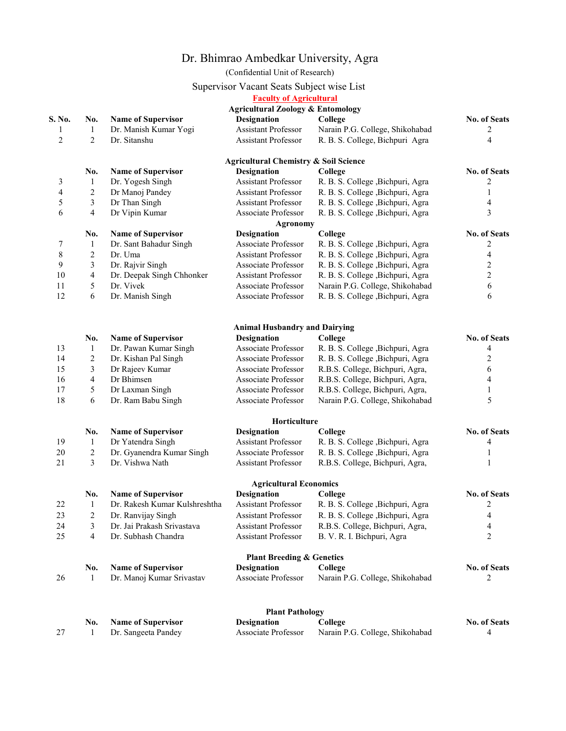# Dr. Bhimrao Ambedkar University, Agra

(Confidential Unit of Research)

Supervisor Vacant Seats Subject wise List

**Faculty of Agricultural**

### Agricultural Zoology & Entomology

| S. No. | No. | Name of Supervisor | Designation | College | No. of Seats |
|---|---|---|---|---|---|
| 1 | 1 | Dr. Manish Kumar Yogi | Assistant Professor | Narain P.G. College, Shikohabad | 2 |
| 2 | 2 | Dr. Sitanshu | Assistant Professor | R. B. S. College, Bichpuri Agra | 4 |

### Agricultural Chemistry & Soil Science

| S. No. | No. | Name of Supervisor | Designation | College | No. of Seats |
|---|---|---|---|---|---|
| 3 | 1 | Dr. Yogesh Singh | Assistant Professor | R. B. S. College ,Bichpuri, Agra | 2 |
| 4 | 2 | Dr Manoj Pandey | Assistant Professor | R. B. S. College ,Bichpuri, Agra | 1 |
| 5 | 3 | Dr Than Singh | Assistant Professor | R. B. S. College ,Bichpuri, Agra | 4 |
| 6 | 4 | Dr Vipin Kumar | Associate Professor | R. B. S. College ,Bichpuri, Agra | 3 |

### Agronomy

| S. No. | No. | Name of Supervisor | Designation | College | No. of Seats |
|---|---|---|---|---|---|
| 7 | 1 | Dr. Sant Bahadur Singh | Associate Professor | R. B. S. College ,Bichpuri, Agra | 2 |
| 8 | 2 | Dr. Uma | Assistant Professor | R. B. S. College ,Bichpuri, Agra | 4 |
| 9 | 3 | Dr. Rajvir Singh | Associate Professor | R. B. S. College ,Bichpuri, Agra | 2 |
| 10 | 4 | Dr. Deepak Singh Chhonker | Assistant Professor | R. B. S. College ,Bichpuri, Agra | 2 |
| 11 | 5 | Dr. Vivek | Associate Professor | Narain P.G. College, Shikohabad | 6 |
| 12 | 6 | Dr. Manish Singh | Associate Professor | R. B. S. College ,Bichpuri, Agra | 6 |

### Animal Husbandry and Dairying

| S. No. | No. | Name of Supervisor | Designation | College | No. of Seats |
|---|---|---|---|---|---|
| 13 | 1 | Dr. Pawan Kumar Singh | Associate Professor | R. B. S. College ,Bichpuri, Agra | 4 |
| 14 | 2 | Dr. Kishan Pal Singh | Associate Professor | R. B. S. College ,Bichpuri, Agra | 2 |
| 15 | 3 | Dr Rajeev Kumar | Associate Professor | R.B.S. College, Bichpuri, Agra, | 6 |
| 16 | 4 | Dr Bhimsen | Associate Professor | R.B.S. College, Bichpuri, Agra, | 4 |
| 17 | 5 | Dr Laxman Singh | Associate Professor | R.B.S. College, Bichpuri, Agra, | 1 |
| 18 | 6 | Dr. Ram Babu Singh | Associate Professor | Narain P.G. College, Shikohabad | 5 |

### Horticulture

| S. No. | No. | Name of Supervisor | Designation | College | No. of Seats |
|---|---|---|---|---|---|
| 19 | 1 | Dr Yatendra Singh | Assistant Professor | R. B. S. College ,Bichpuri, Agra | 4 |
| 20 | 2 | Dr. Gyanendra Kumar Singh | Associate Professor | R. B. S. College ,Bichpuri, Agra | 1 |
| 21 | 3 | Dr. Vishwa Nath | Assistant Professor | R.B.S. College, Bichpuri, Agra, | 1 |

### Agricultural Economics

| S. No. | No. | Name of Supervisor | Designation | College | No. of Seats |
|---|---|---|---|---|---|
| 22 | 1 | Dr. Rakesh Kumar Kulshreshtha | Assistant Professor | R. B. S. College ,Bichpuri, Agra | 2 |
| 23 | 2 | Dr. Ranvijay Singh | Assistant Professor | R. B. S. College ,Bichpuri, Agra | 4 |
| 24 | 3 | Dr. Jai Prakash Srivastava | Assistant Professor | R.B.S. College, Bichpuri, Agra, | 4 |
| 25 | 4 | Dr. Subhash Chandra | Assistant Professor | B. V. R. I. Bichpuri, Agra | 2 |

### Plant Breeding & Genetics

| S. No. | No. | Name of Supervisor | Designation | College | No. of Seats |
|---|---|---|---|---|---|
| 26 | 1 | Dr. Manoj Kumar Srivastav | Associate Professor | Narain P.G. College, Shikohabad | 2 |

### Plant Pathology

| S. No. | No. | Name of Supervisor | Designation | College | No. of Seats |
|---|---|---|---|---|---|
| 27 | 1 | Dr. Sangeeta Pandey | Associate Professor | Narain P.G. College, Shikohabad | 4 |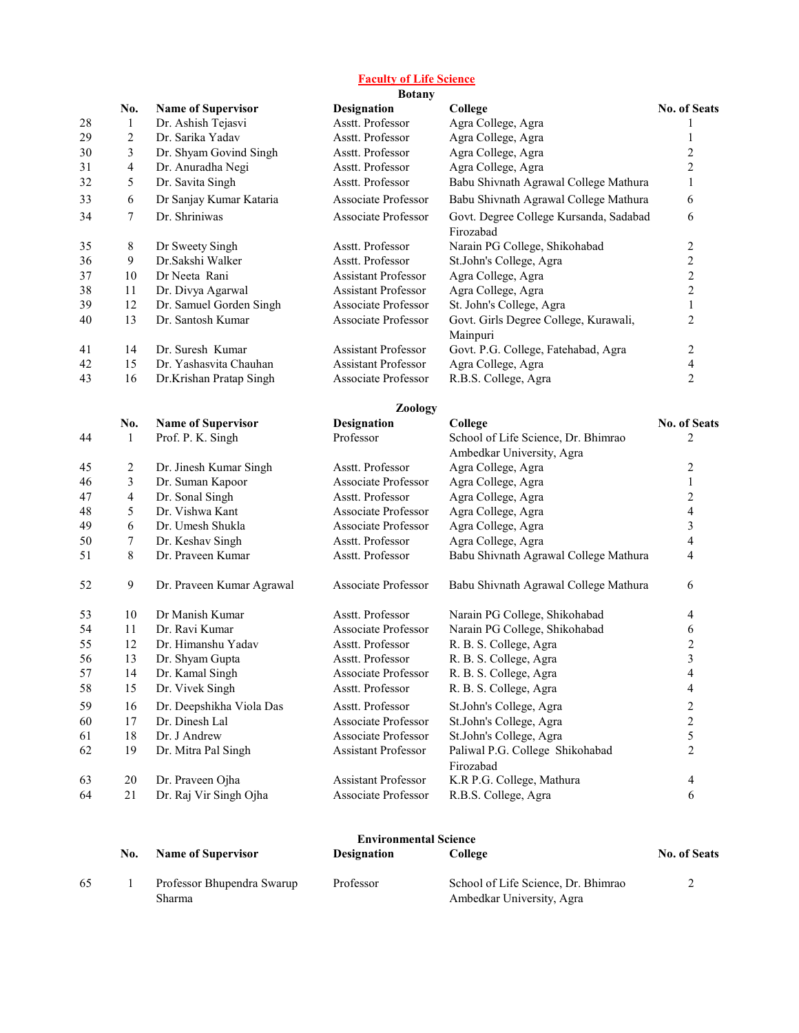## Faculty of Life Science

### Botany

| | No. | Name of Supervisor | Designation | College | No. of Seats |
|---|---|---|---|---|---|
| 28 | 1 | Dr. Ashish Tejasvi | Asstt. Professor | Agra College, Agra | 1 |
| 29 | 2 | Dr. Sarika Yadav | Asstt. Professor | Agra College, Agra | 1 |
| 30 | 3 | Dr. Shyam Govind Singh | Asstt. Professor | Agra College, Agra | 2 |
| 31 | 4 | Dr. Anuradha Negi | Asstt. Professor | Agra College, Agra | 2 |
| 32 | 5 | Dr. Savita Singh | Asstt. Professor | Babu Shivnath Agrawal College Mathura | 1 |
| 33 | 6 | Dr Sanjay Kumar Kataria | Associate Professor | Babu Shivnath Agrawal College Mathura | 6 |
| 34 | 7 | Dr. Shriniwas | Associate Professor | Govt. Degree College Kursanda, Sadabad Firozabad | 6 |
| 35 | 8 | Dr Sweety Singh | Asstt. Professor | Narain PG College, Shikohabad | 2 |
| 36 | 9 | Dr.Sakshi Walker | Asstt. Professor | St.John's College, Agra | 2 |
| 37 | 10 | Dr Neeta Rani | Assistant Professor | Agra College, Agra | 2 |
| 38 | 11 | Dr. Divya Agarwal | Assistant Professor | Agra College, Agra | 2 |
| 39 | 12 | Dr. Samuel Gorden Singh | Associate Professor | St. John's College, Agra | 1 |
| 40 | 13 | Dr. Santosh Kumar | Associate Professor | Govt. Girls Degree College, Kurawali, Mainpuri | 2 |
| 41 | 14 | Dr. Suresh Kumar | Assistant Professor | Govt. P.G. College, Fatehabad, Agra | 2 |
| 42 | 15 | Dr. Yashasvita Chauhan | Assistant Professor | Agra College, Agra | 4 |
| 43 | 16 | Dr.Krishan Pratap Singh | Associate Professor | R.B.S. College, Agra | 2 |

### Zoology

| | No. | Name of Supervisor | Designation | College | No. of Seats |
|---|---|---|---|---|---|
| 44 | 1 | Prof. P. K. Singh | Professor | School of Life Science, Dr. Bhimrao Ambedkar University, Agra | 2 |
| 45 | 2 | Dr. Jinesh Kumar Singh | Asstt. Professor | Agra College, Agra | 2 |
| 46 | 3 | Dr. Suman Kapoor | Associate Professor | Agra College, Agra | 1 |
| 47 | 4 | Dr. Sonal Singh | Asstt. Professor | Agra College, Agra | 2 |
| 48 | 5 | Dr. Vishwa Kant | Associate Professor | Agra College, Agra | 4 |
| 49 | 6 | Dr. Umesh Shukla | Associate Professor | Agra College, Agra | 3 |
| 50 | 7 | Dr. Keshav Singh | Asstt. Professor | Agra College, Agra | 4 |
| 51 | 8 | Dr. Praveen Kumar | Asstt. Professor | Babu Shivnath Agrawal College Mathura | 4 |
| 52 | 9 | Dr. Praveen Kumar Agrawal | Associate Professor | Babu Shivnath Agrawal College Mathura | 6 |
| 53 | 10 | Dr Manish Kumar | Asstt. Professor | Narain PG College, Shikohabad | 4 |
| 54 | 11 | Dr. Ravi Kumar | Associate Professor | Narain PG College, Shikohabad | 6 |
| 55 | 12 | Dr. Himanshu Yadav | Asstt. Professor | R. B. S. College, Agra | 2 |
| 56 | 13 | Dr. Shyam Gupta | Asstt. Professor | R. B. S. College, Agra | 3 |
| 57 | 14 | Dr. Kamal Singh | Associate Professor | R. B. S. College, Agra | 4 |
| 58 | 15 | Dr. Vivek Singh | Asstt. Professor | R. B. S. College, Agra | 4 |
| 59 | 16 | Dr. Deepshikha Viola Das | Asstt. Professor | St.John's College, Agra | 2 |
| 60 | 17 | Dr. Dinesh Lal | Associate Professor | St.John's College, Agra | 2 |
| 61 | 18 | Dr. J Andrew | Associate Professor | St.John's College, Agra | 5 |
| 62 | 19 | Dr. Mitra Pal Singh | Assistant Professor | Paliwal P.G. College Shikohabad Firozabad | 2 |
| 63 | 20 | Dr. Praveen Ojha | Assistant Professor | K.R P.G. College, Mathura | 4 |
| 64 | 21 | Dr. Raj Vir Singh Ojha | Associate Professor | R.B.S. College, Agra | 6 |

### Environmental Science

| | No. | Name of Supervisor | Designation | College | No. of Seats |
|---|---|---|---|---|---|
| 65 | 1 | Professor Bhupendra Swarup Sharma | Professor | School of Life Science, Dr. Bhimrao Ambedkar University, Agra | 2 |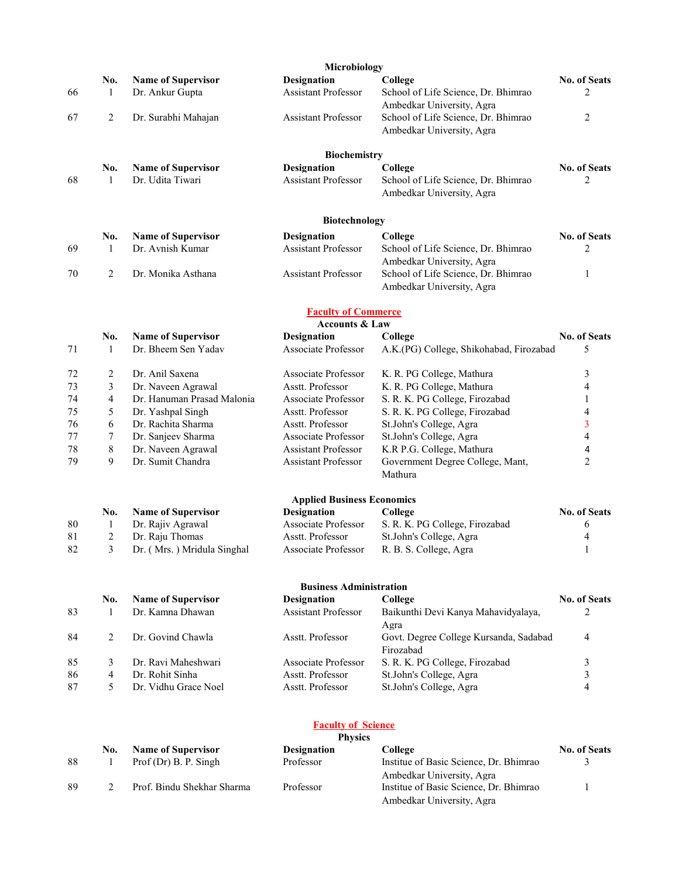### Microbiology

| | No. | Name of Supervisor | Designation | College | No. of Seats |
|---|---|---|---|---|---|
| 66 | 1 | Dr. Ankur Gupta | Assistant Professor | School of Life Science, Dr. Bhimrao Ambedkar University, Agra | 2 |
| 67 | 2 | Dr. Surabhi Mahajan | Assistant Professor | School of Life Science, Dr. Bhimrao Ambedkar University, Agra | 2 |

### Biochemistry

| | No. | Name of Supervisor | Designation | College | No. of Seats |
|---|---|---|---|---|---|
| 68 | 1 | Dr. Udita Tiwari | Assistant Professor | School of Life Science, Dr. Bhimrao Ambedkar University, Agra | 2 |

### Biotechnology

| | No. | Name of Supervisor | Designation | College | No. of Seats |
|---|---|---|---|---|---|
| 69 | 1 | Dr. Avnish Kumar | Assistant Professor | School of Life Science, Dr. Bhimrao Ambedkar University, Agra | 2 |
| 70 | 2 | Dr. Monika Asthana | Assistant Professor | School of Life Science, Dr. Bhimrao Ambedkar University, Agra | 1 |

## Faculty of Commerce

### Accounts & Law

| | No. | Name of Supervisor | Designation | College | No. of Seats |
|---|---|---|---|---|---|
| 71 | 1 | Dr. Bheem Sen Yadav | Associate Professor | A.K.(PG) College, Shikohabad, Firozabad | 5 |
| 72 | 2 | Dr. Anil Saxena | Associate Professor | K. R. PG College, Mathura | 3 |
| 73 | 3 | Dr. Naveen Agrawal | Asstt. Professor | K. R. PG College, Mathura | 4 |
| 74 | 4 | Dr. Hanuman Prasad Malonia | Associate Professor | S. R. K. PG College, Firozabad | 1 |
| 75 | 5 | Dr. Yashpal Singh | Asstt. Professor | S. R. K. PG College, Firozabad | 4 |
| 76 | 6 | Dr. Rachita Sharma | Asstt. Professor | St.John's College, Agra | 3 |
| 77 | 7 | Dr. Sanjeev Sharma | Associate Professor | St.John's College, Agra | 4 |
| 78 | 8 | Dr. Naveen Agrawal | Assistant Professor | K.R P.G. College, Mathura | 4 |
| 79 | 9 | Dr. Sumit Chandra | Assistant Professor | Government Degree College, Mant, Mathura | 2 |

### Applied Business Economics

| | No. | Name of Supervisor | Designation | College | No. of Seats |
|---|---|---|---|---|---|
| 80 | 1 | Dr. Rajiv Agrawal | Associate Professor | S. R. K. PG College, Firozabad | 6 |
| 81 | 2 | Dr. Raju Thomas | Asstt. Professor | St.John's College, Agra | 4 |
| 82 | 3 | Dr. ( Mrs. ) Mridula Singhal | Associate Professor | R. B. S. College, Agra | 1 |

### Business Administration

| | No. | Name of Supervisor | Designation | College | No. of Seats |
|---|---|---|---|---|---|
| 83 | 1 | Dr. Kamna Dhawan | Assistant Professor | Baikunthi Devi Kanya Mahavidyalaya, Agra | 2 |
| 84 | 2 | Dr. Govind Chawla | Asstt. Professor | Govt. Degree College Kursanda, Sadabad Firozabad | 4 |
| 85 | 3 | Dr. Ravi Maheshwari | Associate Professor | S. R. K. PG College, Firozabad | 3 |
| 86 | 4 | Dr. Rohit Sinha | Asstt. Professor | St.John's College, Agra | 3 |
| 87 | 5 | Dr. Vidhu Grace Noel | Asstt. Professor | St.John's College, Agra | 4 |

## Faculty of Science

### Physics

| | No. | Name of Supervisor | Designation | College | No. of Seats |
|---|---|---|---|---|---|
| 88 | 1 | Prof (Dr) B. P. Singh | Professor | Institue of Basic Science, Dr. Bhimrao Ambedkar University, Agra | 3 |
| 89 | 2 | Prof. Bindu Shekhar Sharma | Professor | Institue of Basic Science, Dr. Bhimrao Ambedkar University, Agra | 1 |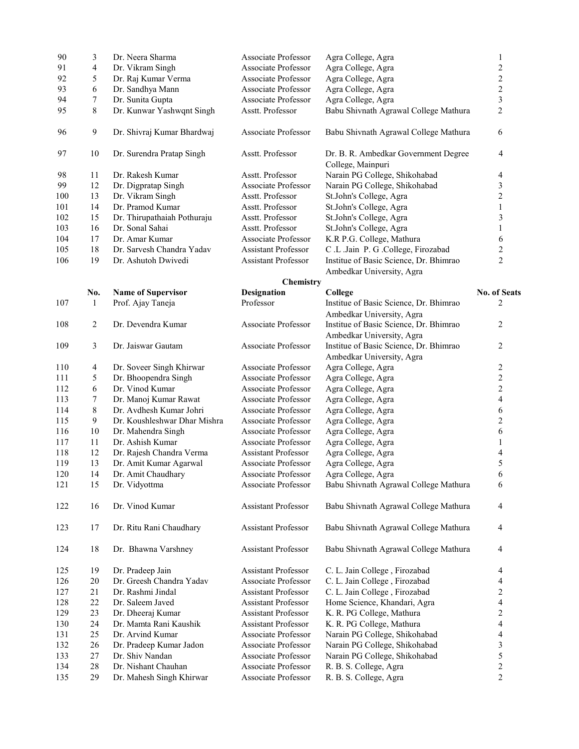| | | | | | |
|---|---|---|---|---|---|
| 90 | 3 | Dr. Neera Sharma | Associate Professor | Agra College, Agra | 1 |
| 91 | 4 | Dr. Vikram Singh | Associate Professor | Agra College, Agra | 2 |
| 92 | 5 | Dr. Raj Kumar Verma | Associate Professor | Agra College, Agra | 2 |
| 93 | 6 | Dr. Sandhya Mann | Associate Professor | Agra College, Agra | 2 |
| 94 | 7 | Dr. Sunita Gupta | Associate Professor | Agra College, Agra | 3 |
| 95 | 8 | Dr. Kunwar Yashwqnt Singh | Asstt. Professor | Babu Shivnath Agrawal College Mathura | 2 |
| 96 | 9 | Dr. Shivraj Kumar Bhardwaj | Associate Professor | Babu Shivnath Agrawal College Mathura | 6 |
| 97 | 10 | Dr. Surendra Pratap Singh | Asstt. Professor | Dr. B. R. Ambedkar Government Degree College, Mainpuri | 4 |
| 98 | 11 | Dr. Rakesh Kumar | Asstt. Professor | Narain PG College, Shikohabad | 4 |
| 99 | 12 | Dr. Digpratap Singh | Associate Professor | Narain PG College, Shikohabad | 3 |
| 100 | 13 | Dr. Vikram Singh | Asstt. Professor | St.John's College, Agra | 2 |
| 101 | 14 | Dr. Pramod Kumar | Asstt. Professor | St.John's College, Agra | 1 |
| 102 | 15 | Dr. Thirupathaiah Pothuraju | Asstt. Professor | St.John's College, Agra | 3 |
| 103 | 16 | Dr. Sonal Sahai | Asstt. Professor | St.John's College, Agra | 1 |
| 104 | 17 | Dr. Amar Kumar | Associate Professor | K.R P.G. College, Mathura | 6 |
| 105 | 18 | Dr. Sarvesh Chandra Yadav | Assistant Professor | C .L .Jain P. G .College, Firozabad | 2 |
| 106 | 19 | Dr. Ashutoh Dwivedi | Assistant Professor | Institue of Basic Science, Dr. Bhimrao Ambedkar University, Agra | 2 |

**Chemistry**

| | No. | Name of Supervisor | Designation | College | No. of Seats |
|---|---|---|---|---|---|
| 107 | 1 | Prof. Ajay Taneja | Professor | Institue of Basic Science, Dr. Bhimrao Ambedkar University, Agra | 2 |
| 108 | 2 | Dr. Devendra Kumar | Associate Professor | Institue of Basic Science, Dr. Bhimrao Ambedkar University, Agra | 2 |
| 109 | 3 | Dr. Jaiswar Gautam | Associate Professor | Institue of Basic Science, Dr. Bhimrao Ambedkar University, Agra | 2 |
| 110 | 4 | Dr. Soveer Singh Khirwar | Associate Professor | Agra College, Agra | 2 |
| 111 | 5 | Dr. Bhoopendra Singh | Associate Professor | Agra College, Agra | 2 |
| 112 | 6 | Dr. Vinod Kumar | Associate Professor | Agra College, Agra | 2 |
| 113 | 7 | Dr. Manoj Kumar Rawat | Associate Professor | Agra College, Agra | 4 |
| 114 | 8 | Dr. Avdhesh Kumar Johri | Associate Professor | Agra College, Agra | 6 |
| 115 | 9 | Dr. Koushleshwar Dhar Mishra | Associate Professor | Agra College, Agra | 2 |
| 116 | 10 | Dr. Mahendra Singh | Associate Professor | Agra College, Agra | 6 |
| 117 | 11 | Dr. Ashish Kumar | Associate Professor | Agra College, Agra | 1 |
| 118 | 12 | Dr. Rajesh Chandra Verma | Assistant Professor | Agra College, Agra | 4 |
| 119 | 13 | Dr. Amit Kumar Agarwal | Associate Professor | Agra College, Agra | 5 |
| 120 | 14 | Dr. Amit Chaudhary | Associate Professor | Agra College, Agra | 6 |
| 121 | 15 | Dr. Vidyottma | Associate Professor | Babu Shivnath Agrawal College Mathura | 6 |
| 122 | 16 | Dr. Vinod Kumar | Assistant Professor | Babu Shivnath Agrawal College Mathura | 4 |
| 123 | 17 | Dr. Ritu Rani Chaudhary | Assistant Professor | Babu Shivnath Agrawal College Mathura | 4 |
| 124 | 18 | Dr. Bhawna Varshney | Assistant Professor | Babu Shivnath Agrawal College Mathura | 4 |
| 125 | 19 | Dr. Pradeep Jain | Assistant Professor | C. L. Jain College , Firozabad | 4 |
| 126 | 20 | Dr. Greesh Chandra Yadav | Associate Professor | C. L. Jain College , Firozabad | 4 |
| 127 | 21 | Dr. Rashmi Jindal | Assistant Professor | C. L. Jain College , Firozabad | 2 |
| 128 | 22 | Dr. Saleem Javed | Assistant Professor | Home Science, Khandari, Agra | 4 |
| 129 | 23 | Dr. Dheeraj Kumar | Assistant Professor | K. R. PG College, Mathura | 2 |
| 130 | 24 | Dr. Mamta Rani Kaushik | Assistant Professor | K. R. PG College, Mathura | 4 |
| 131 | 25 | Dr. Arvind Kumar | Associate Professor | Narain PG College, Shikohabad | 4 |
| 132 | 26 | Dr. Pradeep Kumar Jadon | Associate Professor | Narain PG College, Shikohabad | 3 |
| 133 | 27 | Dr. Shiv Nandan | Associate Professor | Narain PG College, Shikohabad | 5 |
| 134 | 28 | Dr. Nishant Chauhan | Associate Professor | R. B. S. College, Agra | 2 |
| 135 | 29 | Dr. Mahesh Singh Khirwar | Associate Professor | R. B. S. College, Agra | 2 |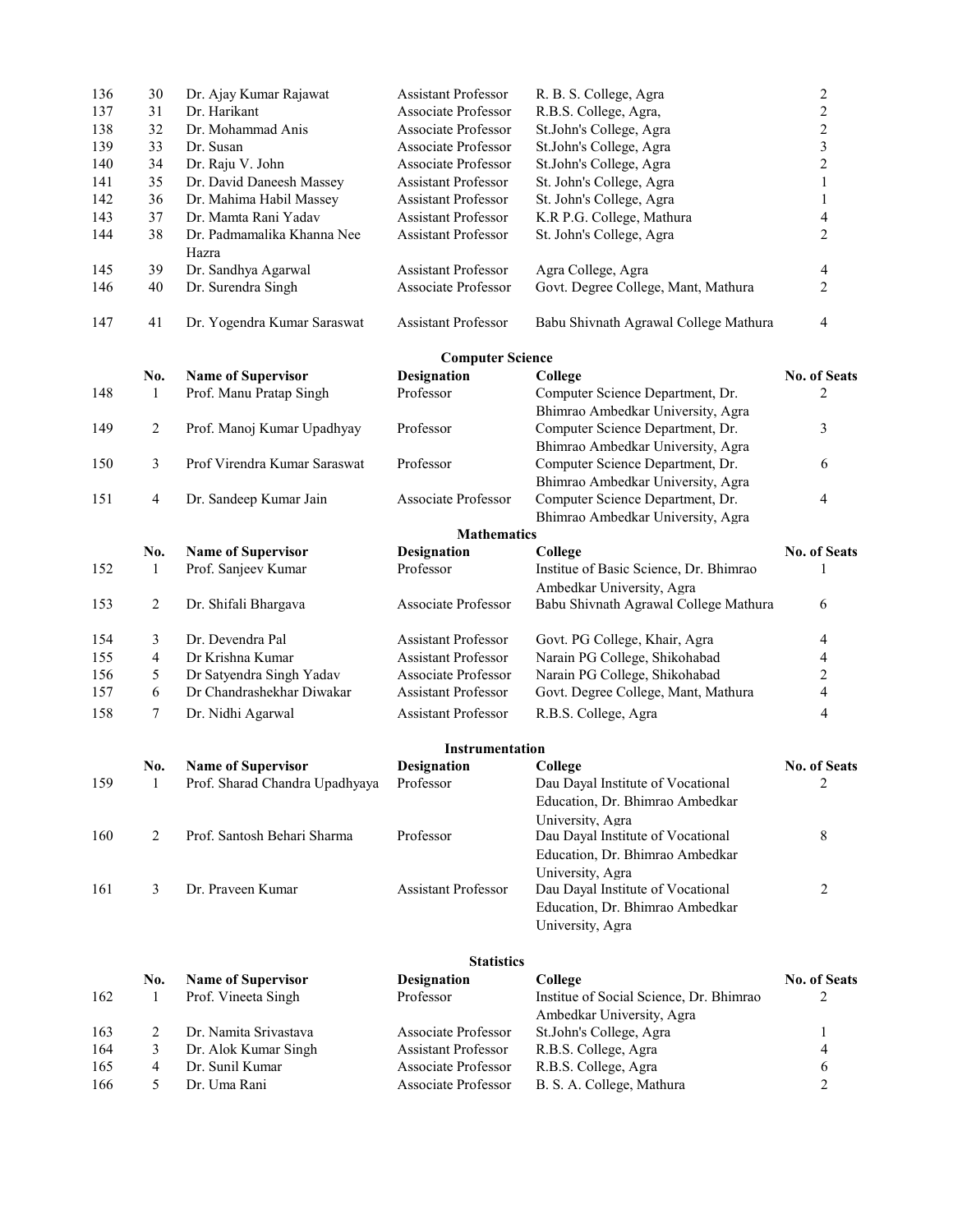| | | | | | |
|---|---|---|---|---|---|
| 136 | 30 | Dr. Ajay Kumar Rajawat | Assistant Professor | R. B. S. College, Agra | 2 |
| 137 | 31 | Dr. Harikant | Associate Professor | R.B.S. College, Agra, | 2 |
| 138 | 32 | Dr. Mohammad Anis | Associate Professor | St.John's College, Agra | 2 |
| 139 | 33 | Dr. Susan | Associate Professor | St.John's College, Agra | 3 |
| 140 | 34 | Dr. Raju V. John | Associate Professor | St.John's College, Agra | 2 |
| 141 | 35 | Dr. David Daneesh Massey | Assistant Professor | St. John's College, Agra | 1 |
| 142 | 36 | Dr. Mahima Habil Massey | Assistant Professor | St. John's College, Agra | 1 |
| 143 | 37 | Dr. Mamta Rani Yadav | Assistant Professor | K.R P.G. College, Mathura | 4 |
| 144 | 38 | Dr. Padmamalika Khanna Nee Hazra | Assistant Professor | St. John's College, Agra | 2 |
| 145 | 39 | Dr. Sandhya Agarwal | Assistant Professor | Agra College, Agra | 4 |
| 146 | 40 | Dr. Surendra Singh | Associate Professor | Govt. Degree College, Mant, Mathura | 2 |
| 147 | 41 | Dr. Yogendra Kumar Saraswat | Assistant Professor | Babu Shivnath Agrawal College Mathura | 4 |

**Computer Science**

| | No. | Name of Supervisor | Designation | College | No. of Seats |
|---|---|---|---|---|---|
| 148 | 1 | Prof. Manu Pratap Singh | Professor | Computer Science Department, Dr. Bhimrao Ambedkar University, Agra | 2 |
| 149 | 2 | Prof. Manoj Kumar Upadhyay | Professor | Computer Science Department, Dr. Bhimrao Ambedkar University, Agra | 3 |
| 150 | 3 | Prof Virendra Kumar Saraswat | Professor | Computer Science Department, Dr. Bhimrao Ambedkar University, Agra | 6 |
| 151 | 4 | Dr. Sandeep Kumar Jain | Associate Professor | Computer Science Department, Dr. Bhimrao Ambedkar University, Agra | 4 |

**Mathematics**

| | No. | Name of Supervisor | Designation | College | No. of Seats |
|---|---|---|---|---|---|
| 152 | 1 | Prof. Sanjeev Kumar | Professor | Institue of Basic Science, Dr. Bhimrao Ambedkar University, Agra | 1 |
| 153 | 2 | Dr. Shifali Bhargava | Associate Professor | Babu Shivnath Agrawal College Mathura | 6 |
| 154 | 3 | Dr. Devendra Pal | Assistant Professor | Govt. PG College, Khair, Agra | 4 |
| 155 | 4 | Dr Krishna Kumar | Assistant Professor | Narain PG College, Shikohabad | 4 |
| 156 | 5 | Dr Satyendra Singh Yadav | Associate Professor | Narain PG College, Shikohabad | 2 |
| 157 | 6 | Dr Chandrashekhar Diwakar | Assistant Professor | Govt. Degree College, Mant, Mathura | 4 |
| 158 | 7 | Dr. Nidhi Agarwal | Assistant Professor | R.B.S. College, Agra | 4 |

**Instrumentation**

| | No. | Name of Supervisor | Designation | College | No. of Seats |
|---|---|---|---|---|---|
| 159 | 1 | Prof. Sharad Chandra Upadhyaya | Professor | Dau Dayal Institute of Vocational Education, Dr. Bhimrao Ambedkar University, Agra | 2 |
| 160 | 2 | Prof. Santosh Behari Sharma | Professor | Dau Dayal Institute of Vocational Education, Dr. Bhimrao Ambedkar University, Agra | 8 |
| 161 | 3 | Dr. Praveen Kumar | Assistant Professor | Dau Dayal Institute of Vocational Education, Dr. Bhimrao Ambedkar University, Agra | 2 |

**Statistics**

| | No. | Name of Supervisor | Designation | College | No. of Seats |
|---|---|---|---|---|---|
| 162 | 1 | Prof. Vineeta Singh | Professor | Institue of Social Science, Dr. Bhimrao Ambedkar University, Agra | 2 |
| 163 | 2 | Dr. Namita Srivastava | Associate Professor | St.John's College, Agra | 1 |
| 164 | 3 | Dr. Alok Kumar Singh | Assistant Professor | R.B.S. College, Agra | 4 |
| 165 | 4 | Dr. Sunil Kumar | Associate Professor | R.B.S. College, Agra | 6 |
| 166 | 5 | Dr. Uma Rani | Associate Professor | B. S. A. College, Mathura | 2 |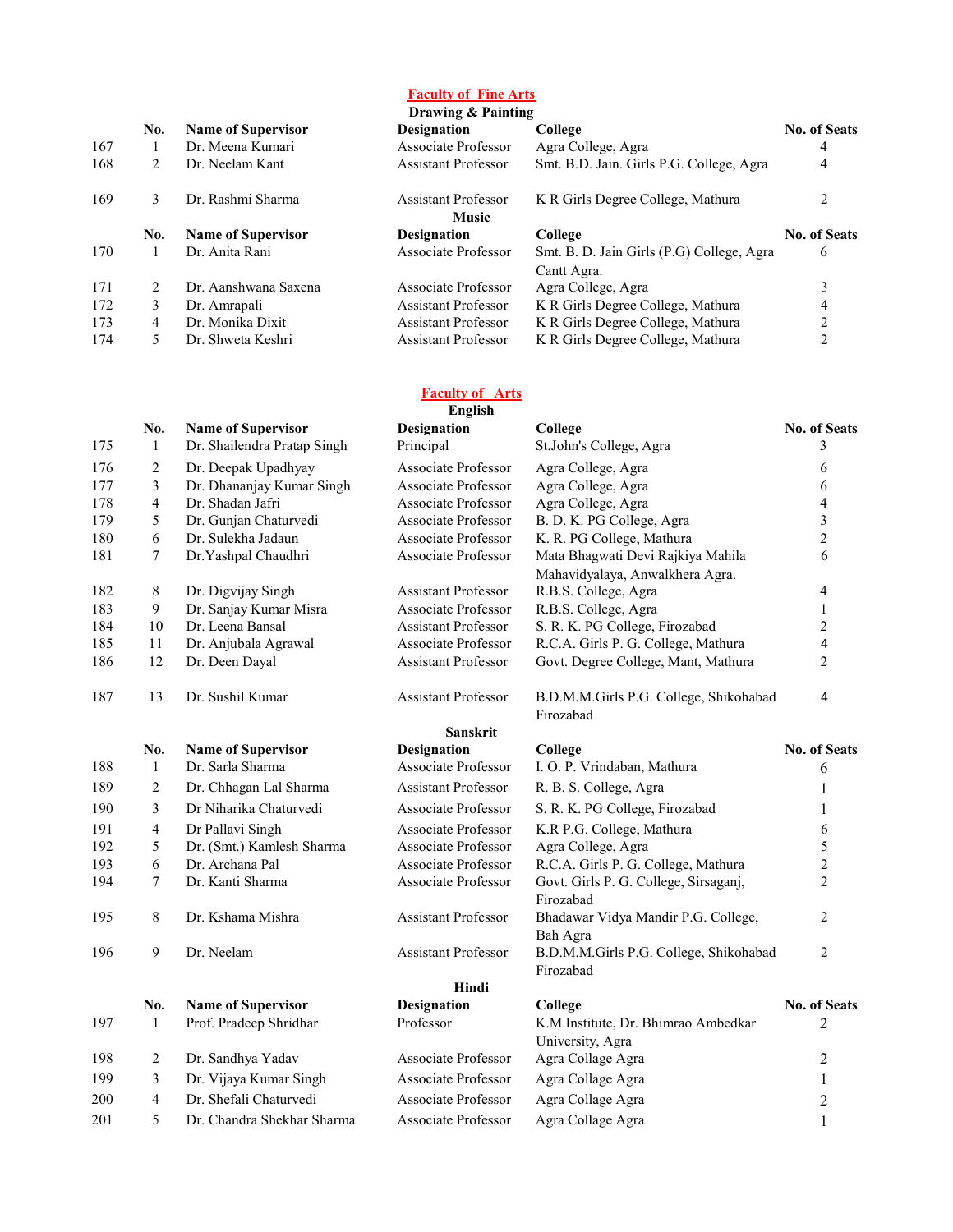## Faculty of Fine Arts

### Drawing & Painting

| | No. | Name of Supervisor | Designation | College | No. of Seats |
|---|---|---|---|---|---|
| 167 | 1 | Dr. Meena Kumari | Associate Professor | Agra College, Agra | 4 |
| 168 | 2 | Dr. Neelam Kant | Assistant Professor | Smt. B.D. Jain. Girls P.G. College, Agra | 4 |
| 169 | 3 | Dr. Rashmi Sharma | Assistant Professor | K R Girls Degree College, Mathura | 2 |

### Music

| | No. | Name of Supervisor | Designation | College | No. of Seats |
|---|---|---|---|---|---|
| 170 | 1 | Dr. Anita Rani | Associate Professor | Smt. B. D. Jain Girls (P.G) College, Agra Cantt Agra. | 6 |
| 171 | 2 | Dr. Aanshwana Saxena | Associate Professor | Agra College, Agra | 3 |
| 172 | 3 | Dr. Amrapali | Assistant Professor | K R Girls Degree College, Mathura | 4 |
| 173 | 4 | Dr. Monika Dixit | Assistant Professor | K R Girls Degree College, Mathura | 2 |
| 174 | 5 | Dr. Shweta Keshri | Assistant Professor | K R Girls Degree College, Mathura | 2 |

## Faculty of Arts

### English

| | No. | Name of Supervisor | Designation | College | No. of Seats |
|---|---|---|---|---|---|
| 175 | 1 | Dr. Shailendra Pratap Singh | Principal | St.John's College, Agra | 3 |
| 176 | 2 | Dr. Deepak Upadhyay | Associate Professor | Agra College, Agra | 6 |
| 177 | 3 | Dr. Dhananjay Kumar Singh | Associate Professor | Agra College, Agra | 6 |
| 178 | 4 | Dr. Shadan Jafri | Associate Professor | Agra College, Agra | 4 |
| 179 | 5 | Dr. Gunjan Chaturvedi | Associate Professor | B. D. K. PG College, Agra | 3 |
| 180 | 6 | Dr. Sulekha Jadaun | Associate Professor | K. R. PG College, Mathura | 2 |
| 181 | 7 | Dr.Yashpal Chaudhri | Associate Professor | Mata Bhagwati Devi Rajkiya Mahila Mahavidyalaya, Anwalkhera Agra. | 6 |
| 182 | 8 | Dr. Digvijay Singh | Assistant Professor | R.B.S. College, Agra | 4 |
| 183 | 9 | Dr. Sanjay Kumar Misra | Associate Professor | R.B.S. College, Agra | 1 |
| 184 | 10 | Dr. Leena Bansal | Assistant Professor | S. R. K. PG College, Firozabad | 2 |
| 185 | 11 | Dr. Anjubala Agrawal | Associate Professor | R.C.A. Girls P. G. College, Mathura | 4 |
| 186 | 12 | Dr. Deen Dayal | Assistant Professor | Govt. Degree College, Mant, Mathura | 2 |
| 187 | 13 | Dr. Sushil Kumar | Assistant Professor | B.D.M.M.Girls P.G. College, Shikohabad Firozabad | 4 |

### Sanskrit

| | No. | Name of Supervisor | Designation | College | No. of Seats |
|---|---|---|---|---|---|
| 188 | 1 | Dr. Sarla Sharma | Associate Professor | I. O. P. Vrindaban, Mathura | 6 |
| 189 | 2 | Dr. Chhagan Lal Sharma | Assistant Professor | R. B. S. College, Agra | 1 |
| 190 | 3 | Dr Niharika Chaturvedi | Associate Professor | S. R. K. PG College, Firozabad | 1 |
| 191 | 4 | Dr Pallavi Singh | Associate Professor | K.R P.G. College, Mathura | 6 |
| 192 | 5 | Dr. (Smt.) Kamlesh Sharma | Associate Professor | Agra College, Agra | 5 |
| 193 | 6 | Dr. Archana Pal | Associate Professor | R.C.A. Girls P. G. College, Mathura | 2 |
| 194 | 7 | Dr. Kanti Sharma | Associate Professor | Govt. Girls P. G. College, Sirsaganj, Firozabad | 2 |
| 195 | 8 | Dr. Kshama Mishra | Assistant Professor | Bhadawar Vidya Mandir P.G. College, Bah Agra | 2 |
| 196 | 9 | Dr. Neelam | Assistant Professor | B.D.M.M.Girls P.G. College, Shikohabad Firozabad | 2 |

### Hindi

| | No. | Name of Supervisor | Designation | College | No. of Seats |
|---|---|---|---|---|---|
| 197 | 1 | Prof. Pradeep Shridhar | Professor | K.M.Institute, Dr. Bhimrao Ambedkar University, Agra | 2 |
| 198 | 2 | Dr. Sandhya Yadav | Associate Professor | Agra Collage Agra | 2 |
| 199 | 3 | Dr. Vijaya Kumar Singh | Associate Professor | Agra Collage Agra | 1 |
| 200 | 4 | Dr. Shefali Chaturvedi | Associate Professor | Agra Collage Agra | 2 |
| 201 | 5 | Dr. Chandra Shekhar Sharma | Associate Professor | Agra Collage Agra | 1 |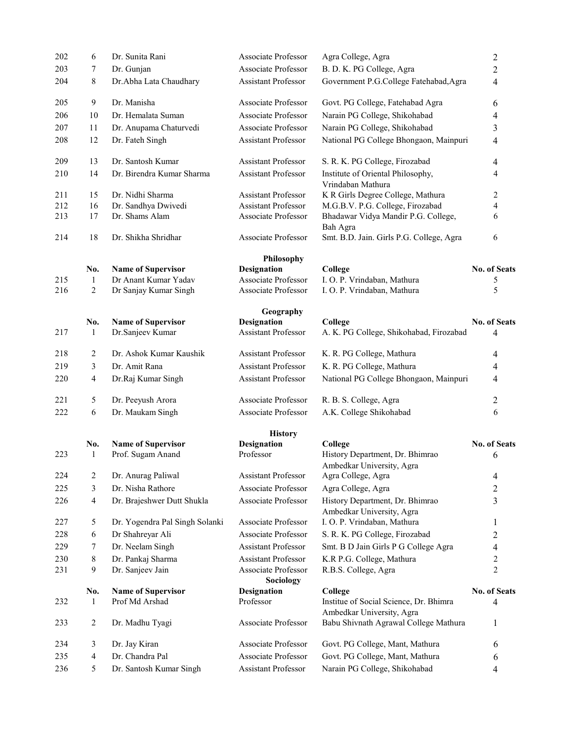| | No. | Name of Supervisor | Designation | College | No. of Seats |
|---|---|---|---|---|---|
| 202 | 6 | Dr. Sunita Rani | Associate Professor | Agra College, Agra | 2 |
| 203 | 7 | Dr. Gunjan | Associate Professor | B. D. K. PG College, Agra | 2 |
| 204 | 8 | Dr.Abha Lata Chaudhary | Assistant Professor | Government P.G.College Fatehabad,Agra | 4 |
| 205 | 9 | Dr. Manisha | Associate Professor | Govt. PG College, Fatehabad Agra | 6 |
| 206 | 10 | Dr. Hemalata Suman | Associate Professor | Narain PG College, Shikohabad | 4 |
| 207 | 11 | Dr. Anupama Chaturvedi | Associate Professor | Narain PG College, Shikohabad | 3 |
| 208 | 12 | Dr. Fateh Singh | Assistant Professor | National PG College Bhongaon, Mainpuri | 4 |
| 209 | 13 | Dr. Santosh Kumar | Assistant Professor | S. R. K. PG College, Firozabad | 4 |
| 210 | 14 | Dr. Birendra Kumar Sharma | Assistant Professor | Institute of Oriental Philosophy, Vrindaban Mathura | 4 |
| 211 | 15 | Dr. Nidhi Sharma | Assistant Professor | K R Girls Degree College, Mathura | 2 |
| 212 | 16 | Dr. Sandhya Dwivedi | Assistant Professor | M.G.B.V. P.G. College, Firozabad | 4 |
| 213 | 17 | Dr. Shams Alam | Associate Professor | Bhadawar Vidya Mandir P.G. College, Bah Agra | 6 |
| 214 | 18 | Dr. Shikha Shridhar | Associate Professor | Smt. B.D. Jain. Girls P.G. College, Agra | 6 |

**Philosophy**

| | No. | Name of Supervisor | Designation | College | No. of Seats |
|---|---|---|---|---|---|
| 215 | 1 | Dr Anant Kumar Yadav | Associate Professor | I. O. P. Vrindaban, Mathura | 5 |
| 216 | 2 | Dr Sanjay Kumar Singh | Associate Professor | I. O. P. Vrindaban, Mathura | 5 |

**Geography**

| | No. | Name of Supervisor | Designation | College | No. of Seats |
|---|---|---|---|---|---|
| 217 | 1 | Dr.Sanjeev Kumar | Assistant Professor | A. K. PG College, Shikohabad, Firozabad | 4 |
| 218 | 2 | Dr. Ashok Kumar Kaushik | Assistant Professor | K. R. PG College, Mathura | 4 |
| 219 | 3 | Dr. Amit Rana | Assistant Professor | K. R. PG College, Mathura | 4 |
| 220 | 4 | Dr.Raj Kumar Singh | Assistant Professor | National PG College Bhongaon, Mainpuri | 4 |
| 221 | 5 | Dr. Peeyush Arora | Associate Professor | R. B. S. College, Agra | 2 |
| 222 | 6 | Dr. Maukam Singh | Associate Professor | A.K. College Shikohabad | 6 |

**History**

| | No. | Name of Supervisor | Designation | College | No. of Seats |
|---|---|---|---|---|---|
| 223 | 1 | Prof. Sugam Anand | Professor | History Department, Dr. Bhimrao Ambedkar University, Agra | 6 |
| 224 | 2 | Dr. Anurag Paliwal | Assistant Professor | Agra College, Agra | 4 |
| 225 | 3 | Dr. Nisha Rathore | Associate Professor | Agra College, Agra | 2 |
| 226 | 4 | Dr. Brajeshwer Dutt Shukla | Associate Professor | History Department, Dr. Bhimrao Ambedkar University, Agra | 3 |
| 227 | 5 | Dr. Yogendra Pal Singh Solanki | Associate Professor | I. O. P. Vrindaban, Mathura | 1 |
| 228 | 6 | Dr Shahreyar Ali | Associate Professor | S. R. K. PG College, Firozabad | 2 |
| 229 | 7 | Dr. Neelam Singh | Assistant Professor | Smt. B D Jain Girls P G College Agra | 4 |
| 230 | 8 | Dr. Pankaj Sharma | Assistant Professor | K.R P.G. College, Mathura | 2 |
| 231 | 9 | Dr. Sanjeev Jain | Associate Professor | R.B.S. College, Agra | 2 |

**Sociology**

| | No. | Name of Supervisor | Designation | College | No. of Seats |
|---|---|---|---|---|---|
| 232 | 1 | Prof Md Arshad | Professor | Institue of Social Science, Dr. Bhimra Ambedkar University, Agra | 4 |
| 233 | 2 | Dr. Madhu Tyagi | Associate Professor | Babu Shivnath Agrawal College Mathura | 1 |
| 234 | 3 | Dr. Jay Kiran | Associate Professor | Govt. PG College, Mant, Mathura | 6 |
| 235 | 4 | Dr. Chandra Pal | Associate Professor | Govt. PG College, Mant, Mathura | 6 |
| 236 | 5 | Dr. Santosh Kumar Singh | Assistant Professor | Narain PG College, Shikohabad | 4 |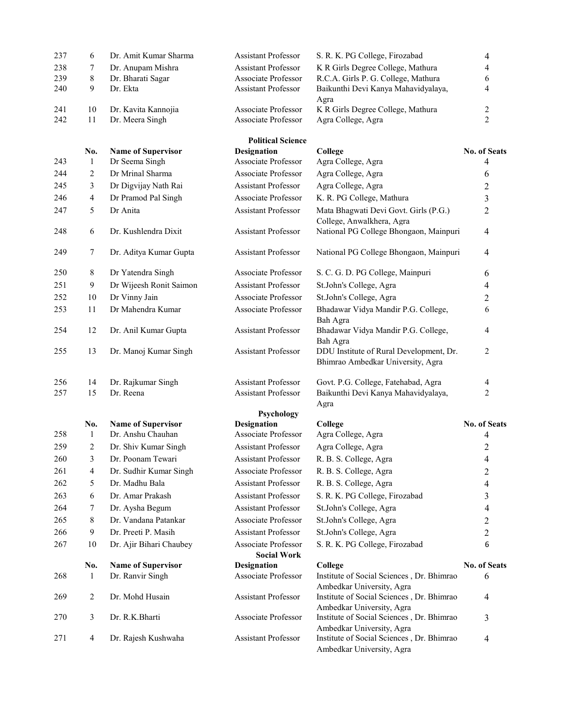| | | | | | |
|---|---|---|---|---|---|
| 237 | 6 | Dr. Amit Kumar Sharma | Assistant Professor | S. R. K. PG College, Firozabad | 4 |
| 238 | 7 | Dr. Anupam Mishra | Assistant Professor | K R Girls Degree College, Mathura | 4 |
| 239 | 8 | Dr. Bharati Sagar | Associate Professor | R.C.A. Girls P. G. College, Mathura | 6 |
| 240 | 9 | Dr. Ekta | Assistant Professor | Baikunthi Devi Kanya Mahavidyalaya, Agra | 4 |
| 241 | 10 | Dr. Kavita Kannojia | Associate Professor | K R Girls Degree College, Mathura | 2 |
| 242 | 11 | Dr. Meera Singh | Associate Professor | Agra College, Agra | 2 |

**Political Science**

| | No. | Name of Supervisor | Designation | College | No. of Seats |
|---|---|---|---|---|---|
| 243 | 1 | Dr Seema Singh | Associate Professor | Agra College, Agra | 4 |
| 244 | 2 | Dr Mrinal Sharma | Associate Professor | Agra College, Agra | 6 |
| 245 | 3 | Dr Digvijay Nath Rai | Assistant Professor | Agra College, Agra | 2 |
| 246 | 4 | Dr Pramod Pal Singh | Associate Professor | K. R. PG College, Mathura | 3 |
| 247 | 5 | Dr Anita | Assistant Professor | Mata Bhagwati Devi Govt. Girls (P.G.) College, Anwalkhera, Agra | 2 |
| 248 | 6 | Dr. Kushlendra Dixit | Assistant Professor | National PG College Bhongaon, Mainpuri | 4 |
| 249 | 7 | Dr. Aditya Kumar Gupta | Assistant Professor | National PG College Bhongaon, Mainpuri | 4 |
| 250 | 8 | Dr Yatendra Singh | Associate Professor | S. C. G. D. PG College, Mainpuri | 6 |
| 251 | 9 | Dr Wijeesh Ronit Saimon | Assistant Professor | St.John's College, Agra | 4 |
| 252 | 10 | Dr Vinny Jain | Associate Professor | St.John's College, Agra | 2 |
| 253 | 11 | Dr Mahendra Kumar | Associate Professor | Bhadawar Vidya Mandir P.G. College, Bah Agra | 6 |
| 254 | 12 | Dr. Anil Kumar Gupta | Assistant Professor | Bhadawar Vidya Mandir P.G. College, Bah Agra | 4 |
| 255 | 13 | Dr. Manoj Kumar Singh | Assistant Professor | DDU Institute of Rural Development, Dr. Bhimrao Ambedkar University, Agra | 2 |
| 256 | 14 | Dr. Rajkumar Singh | Assistant Professor | Govt. P.G. College, Fatehabad, Agra | 4 |
| 257 | 15 | Dr. Reena | Assistant Professor | Baikunthi Devi Kanya Mahavidyalaya, Agra | 2 |

**Psychology**

| | No. | Name of Supervisor | Designation | College | No. of Seats |
|---|---|---|---|---|---|
| 258 | 1 | Dr. Anshu Chauhan | Associate Professor | Agra College, Agra | 4 |
| 259 | 2 | Dr. Shiv Kumar Singh | Assistant Professor | Agra College, Agra | 2 |
| 260 | 3 | Dr. Poonam Tewari | Assistant Professor | R. B. S. College, Agra | 4 |
| 261 | 4 | Dr. Sudhir Kumar Singh | Associate Professor | R. B. S. College, Agra | 2 |
| 262 | 5 | Dr. Madhu Bala | Assistant Professor | R. B. S. College, Agra | 4 |
| 263 | 6 | Dr. Amar Prakash | Assistant Professor | S. R. K. PG College, Firozabad | 3 |
| 264 | 7 | Dr. Aysha Begum | Assistant Professor | St.John's College, Agra | 4 |
| 265 | 8 | Dr. Vandana Patankar | Associate Professor | St.John's College, Agra | 2 |
| 266 | 9 | Dr. Preeti P. Masih | Assistant Professor | St.John's College, Agra | 2 |
| 267 | 10 | Dr. Ajir Bihari Chaubey | Associate Professor | S. R. K. PG College, Firozabad | 6 |

**Social Work**

| | No. | Name of Supervisor | Designation | College | No. of Seats |
|---|---|---|---|---|---|
| 268 | 1 | Dr. Ranvir Singh | Associate Professor | Institute of Social Sciences , Dr. Bhimrao Ambedkar University, Agra | 6 |
| 269 | 2 | Dr. Mohd Husain | Assistant Professor | Institute of Social Sciences , Dr. Bhimrao Ambedkar University, Agra | 4 |
| 270 | 3 | Dr. R.K.Bharti | Associate Professor | Institute of Social Sciences , Dr. Bhimrao Ambedkar University, Agra | 3 |
| 271 | 4 | Dr. Rajesh Kushwaha | Assistant Professor | Institute of Social Sciences , Dr. Bhimrao Ambedkar University, Agra | 4 |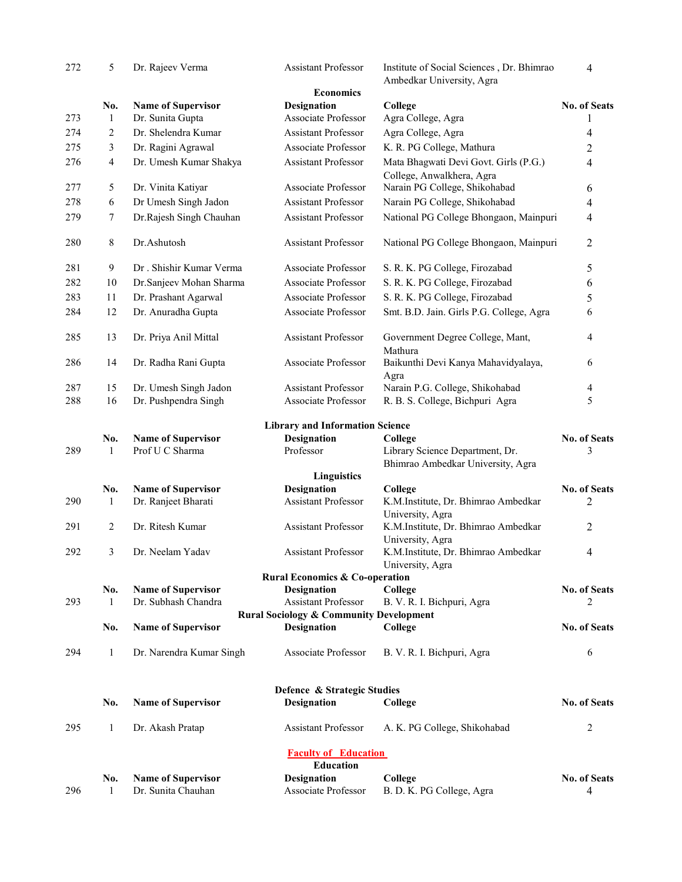| | | | | | |
|---|---|---|---|---|---|
| 272 | 5 | Dr. Rajeev Verma | Assistant Professor | Institute of Social Sciences , Dr. Bhimrao Ambedkar University, Agra | 4 |

**Economics**

| | No. | Name of Supervisor | Designation | College | No. of Seats |
|---|---|---|---|---|---|
| 273 | 1 | Dr. Sunita Gupta | Associate Professor | Agra College, Agra | 1 |
| 274 | 2 | Dr. Shelendra Kumar | Assistant Professor | Agra College, Agra | 4 |
| 275 | 3 | Dr. Ragini Agrawal | Associate Professor | K. R. PG College, Mathura | 2 |
| 276 | 4 | Dr. Umesh Kumar Shakya | Assistant Professor | Mata Bhagwati Devi Govt. Girls (P.G.) College, Anwalkhera, Agra | 4 |
| 277 | 5 | Dr. Vinita Katiyar | Associate Professor | Narain PG College, Shikohabad | 6 |
| 278 | 6 | Dr Umesh Singh Jadon | Assistant Professor | Narain PG College, Shikohabad | 4 |
| 279 | 7 | Dr.Rajesh Singh Chauhan | Assistant Professor | National PG College Bhongaon, Mainpuri | 4 |
| 280 | 8 | Dr.Ashutosh | Assistant Professor | National PG College Bhongaon, Mainpuri | 2 |
| 281 | 9 | Dr . Shishir Kumar Verma | Associate Professor | S. R. K. PG College, Firozabad | 5 |
| 282 | 10 | Dr.Sanjeev Mohan Sharma | Associate Professor | S. R. K. PG College, Firozabad | 6 |
| 283 | 11 | Dr. Prashant Agarwal | Associate Professor | S. R. K. PG College, Firozabad | 5 |
| 284 | 12 | Dr. Anuradha Gupta | Associate Professor | Smt. B.D. Jain. Girls P.G. College, Agra | 6 |
| 285 | 13 | Dr. Priya Anil Mittal | Assistant Professor | Government Degree College, Mant, Mathura | 4 |
| 286 | 14 | Dr. Radha Rani Gupta | Associate Professor | Baikunthi Devi Kanya Mahavidyalaya, Agra | 6 |
| 287 | 15 | Dr. Umesh Singh Jadon | Assistant Professor | Narain P.G. College, Shikohabad | 4 |
| 288 | 16 | Dr. Pushpendra Singh | Associate Professor | R. B. S. College, Bichpuri Agra | 5 |

**Library and Information Science**

| | No. | Name of Supervisor | Designation | College | No. of Seats |
|---|---|---|---|---|---|
| 289 | 1 | Prof U C Sharma | Professor | Library Science Department, Dr. Bhimrao Ambedkar University, Agra | 3 |

**Linguistics**

| | No. | Name of Supervisor | Designation | College | No. of Seats |
|---|---|---|---|---|---|
| 290 | 1 | Dr. Ranjeet Bharati | Assistant Professor | K.M.Institute, Dr. Bhimrao Ambedkar University, Agra | 2 |
| 291 | 2 | Dr. Ritesh Kumar | Assistant Professor | K.M.Institute, Dr. Bhimrao Ambedkar University, Agra | 2 |
| 292 | 3 | Dr. Neelam Yadav | Assistant Professor | K.M.Institute, Dr. Bhimrao Ambedkar University, Agra | 4 |

**Rural Economics & Co-operation**

| | No. | Name of Supervisor | Designation | College | No. of Seats |
|---|---|---|---|---|---|
| 293 | 1 | Dr. Subhash Chandra | Assistant Professor | B. V. R. I. Bichpuri, Agra | 2 |

**Rural Sociology & Community Development**

| | No. | Name of Supervisor | Designation | College | No. of Seats |
|---|---|---|---|---|---|
| 294 | 1 | Dr. Narendra Kumar Singh | Associate Professor | B. V. R. I. Bichpuri, Agra | 6 |

**Defence & Strategic Studies**

| | No. | Name of Supervisor | Designation | College | No. of Seats |
|---|---|---|---|---|---|
| 295 | 1 | Dr. Akash Pratap | Assistant Professor | A. K. PG College, Shikohabad | 2 |

## Faculty of Education

**Education**

| | No. | Name of Supervisor | Designation | College | No. of Seats |
|---|---|---|---|---|---|
| 296 | 1 | Dr. Sunita Chauhan | Associate Professor | B. D. K. PG College, Agra | 4 |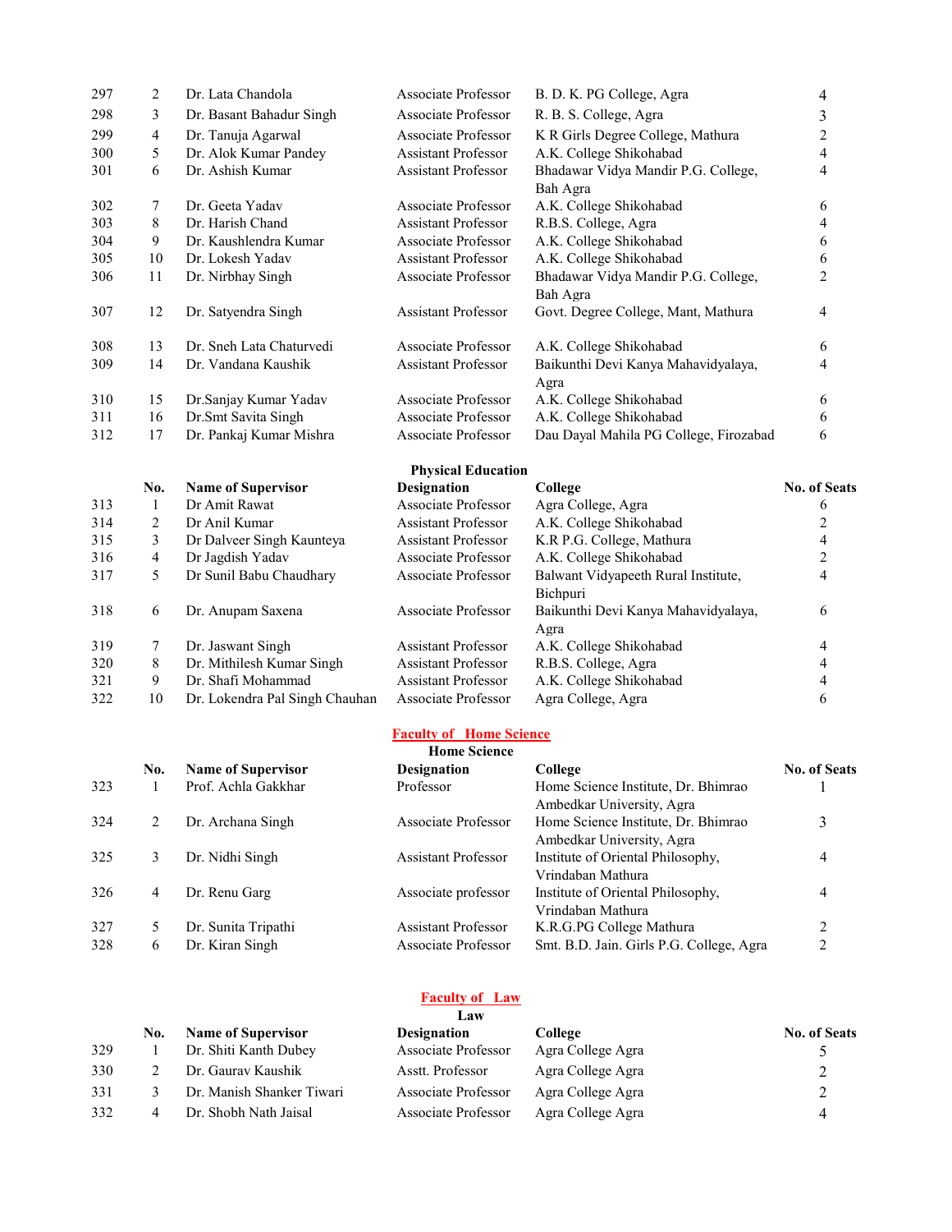| | | | | | |
|---|---|---|---|---|---|
| 297 | 2 | Dr. Lata Chandola | Associate Professor | B. D. K. PG College, Agra | 4 |
| 298 | 3 | Dr. Basant Bahadur Singh | Associate Professor | R. B. S. College, Agra | 3 |
| 299 | 4 | Dr. Tanuja Agarwal | Associate Professor | K R Girls Degree College, Mathura | 2 |
| 300 | 5 | Dr. Alok Kumar Pandey | Assistant Professor | A.K. College Shikohabad | 4 |
| 301 | 6 | Dr. Ashish Kumar | Assistant Professor | Bhadawar Vidya Mandir P.G. College, Bah Agra | 4 |
| 302 | 7 | Dr. Geeta Yadav | Associate Professor | A.K. College Shikohabad | 6 |
| 303 | 8 | Dr. Harish Chand | Assistant Professor | R.B.S. College, Agra | 4 |
| 304 | 9 | Dr. Kaushlendra Kumar | Associate Professor | A.K. College Shikohabad | 6 |
| 305 | 10 | Dr. Lokesh Yadav | Assistant Professor | A.K. College Shikohabad | 6 |
| 306 | 11 | Dr. Nirbhay Singh | Associate Professor | Bhadawar Vidya Mandir P.G. College, Bah Agra | 2 |
| 307 | 12 | Dr. Satyendra Singh | Assistant Professor | Govt. Degree College, Mant, Mathura | 4 |
| 308 | 13 | Dr. Sneh Lata Chaturvedi | Associate Professor | A.K. College Shikohabad | 6 |
| 309 | 14 | Dr. Vandana Kaushik | Assistant Professor | Baikunthi Devi Kanya Mahavidyalaya, Agra | 4 |
| 310 | 15 | Dr.Sanjay Kumar Yadav | Associate Professor | A.K. College Shikohabad | 6 |
| 311 | 16 | Dr.Smt Savita Singh | Associate Professor | A.K. College Shikohabad | 6 |
| 312 | 17 | Dr. Pankaj Kumar Mishra | Associate Professor | Dau Dayal Mahila PG College, Firozabad | 6 |

**Physical Education**

| | No. | Name of Supervisor | Designation | College | No. of Seats |
|---|---|---|---|---|---|
| 313 | 1 | Dr Amit Rawat | Associate Professor | Agra College, Agra | 6 |
| 314 | 2 | Dr Anil Kumar | Assistant Professor | A.K. College Shikohabad | 2 |
| 315 | 3 | Dr Dalveer Singh Kaunteya | Assistant Professor | K.R P.G. College, Mathura | 4 |
| 316 | 4 | Dr Jagdish Yadav | Associate Professor | A.K. College Shikohabad | 2 |
| 317 | 5 | Dr Sunil Babu Chaudhary | Associate Professor | Balwant Vidyapeeth Rural Institute, Bichpuri | 4 |
| 318 | 6 | Dr. Anupam Saxena | Associate Professor | Baikunthi Devi Kanya Mahavidyalaya, Agra | 6 |
| 319 | 7 | Dr. Jaswant Singh | Assistant Professor | A.K. College Shikohabad | 4 |
| 320 | 8 | Dr. Mithilesh Kumar Singh | Assistant Professor | R.B.S. College, Agra | 4 |
| 321 | 9 | Dr. Shafi Mohammad | Assistant Professor | A.K. College Shikohabad | 4 |
| 322 | 10 | Dr. Lokendra Pal Singh Chauhan | Associate Professor | Agra College, Agra | 6 |

## Faculty of Home Science

**Home Science**

| | No. | Name of Supervisor | Designation | College | No. of Seats |
|---|---|---|---|---|---|
| 323 | 1 | Prof. Achla Gakkhar | Professor | Home Science Institute, Dr. Bhimrao Ambedkar University, Agra | 1 |
| 324 | 2 | Dr. Archana Singh | Associate Professor | Home Science Institute, Dr. Bhimrao Ambedkar University, Agra | 3 |
| 325 | 3 | Dr. Nidhi Singh | Assistant Professor | Institute of Oriental Philosophy, Vrindaban Mathura | 4 |
| 326 | 4 | Dr. Renu Garg | Associate professor | Institute of Oriental Philosophy, Vrindaban Mathura | 4 |
| 327 | 5 | Dr. Sunita Tripathi | Assistant Professor | K.R.G.PG College Mathura | 2 |
| 328 | 6 | Dr. Kiran Singh | Associate Professor | Smt. B.D. Jain. Girls P.G. College, Agra | 2 |

## Faculty of Law

**Law**

| | No. | Name of Supervisor | Designation | College | No. of Seats |
|---|---|---|---|---|---|
| 329 | 1 | Dr. Shiti Kanth Dubey | Associate Professor | Agra College Agra | 5 |
| 330 | 2 | Dr. Gaurav Kaushik | Asstt. Professor | Agra College Agra | 2 |
| 331 | 3 | Dr. Manish Shanker Tiwari | Associate Professor | Agra College Agra | 2 |
| 332 | 4 | Dr. Shobh Nath Jaisal | Associate Professor | Agra College Agra | 4 |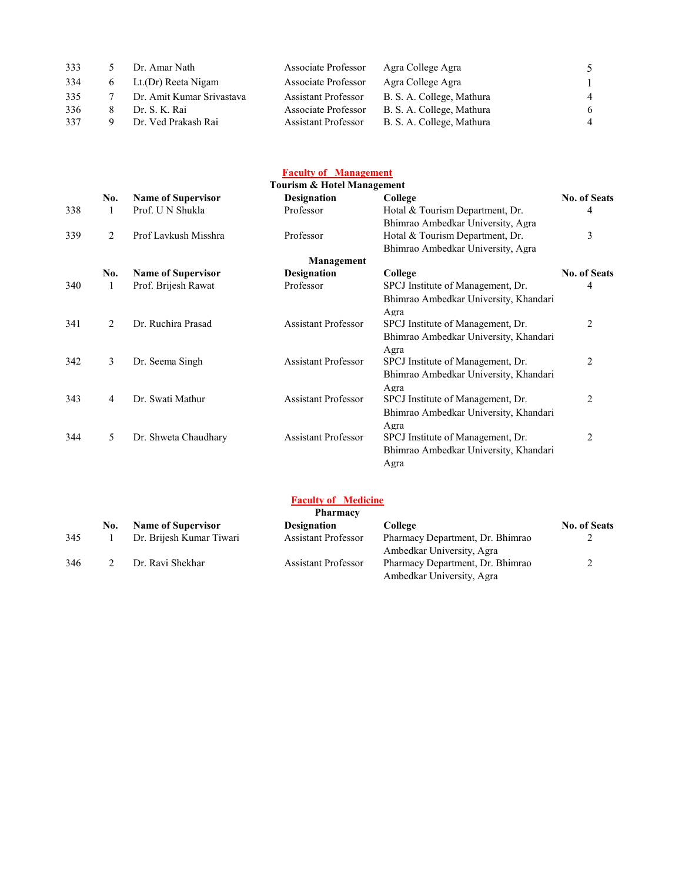| | | | | | |
|---|---|---|---|---|---|
| 333 | 5 | Dr. Amar Nath | Associate Professor | Agra College Agra | 5 |
| 334 | 6 | Lt.(Dr) Reeta Nigam | Associate Professor | Agra College Agra | 1 |
| 335 | 7 | Dr. Amit Kumar Srivastava | Assistant Professor | B. S. A. College, Mathura | 4 |
| 336 | 8 | Dr. S. K. Rai | Associate Professor | B. S. A. College, Mathura | 6 |
| 337 | 9 | Dr. Ved Prakash Rai | Assistant Professor | B. S. A. College, Mathura | 4 |

## Faculty of Management

### Tourism & Hotel Management

| | No. | Name of Supervisor | Designation | College | No. of Seats |
|---|---|---|---|---|---|
| 338 | 1 | Prof. U N Shukla | Professor | Hotal & Tourism Department, Dr. Bhimrao Ambedkar University, Agra | 4 |
| 339 | 2 | Prof Lavkush Misshra | Professor | Hotal & Tourism Department, Dr. Bhimrao Ambedkar University, Agra | 3 |

### Management

| | No. | Name of Supervisor | Designation | College | No. of Seats |
|---|---|---|---|---|---|
| 340 | 1 | Prof. Brijesh Rawat | Professor | SPCJ Institute of Management, Dr. Bhimrao Ambedkar University, Khandari Agra | 4 |
| 341 | 2 | Dr. Ruchira Prasad | Assistant Professor | SPCJ Institute of Management, Dr. Bhimrao Ambedkar University, Khandari Agra | 2 |
| 342 | 3 | Dr. Seema Singh | Assistant Professor | SPCJ Institute of Management, Dr. Bhimrao Ambedkar University, Khandari Agra | 2 |
| 343 | 4 | Dr. Swati Mathur | Assistant Professor | SPCJ Institute of Management, Dr. Bhimrao Ambedkar University, Khandari Agra | 2 |
| 344 | 5 | Dr. Shweta Chaudhary | Assistant Professor | SPCJ Institute of Management, Dr. Bhimrao Ambedkar University, Khandari Agra | 2 |

## Faculty of Medicine

### Pharmacy

| | No. | Name of Supervisor | Designation | College | No. of Seats |
|---|---|---|---|---|---|
| 345 | 1 | Dr. Brijesh Kumar Tiwari | Assistant Professor | Pharmacy Department, Dr. Bhimrao Ambedkar University, Agra | 2 |
| 346 | 2 | Dr. Ravi Shekhar | Assistant Professor | Pharmacy Department, Dr. Bhimrao Ambedkar University, Agra | 2 |